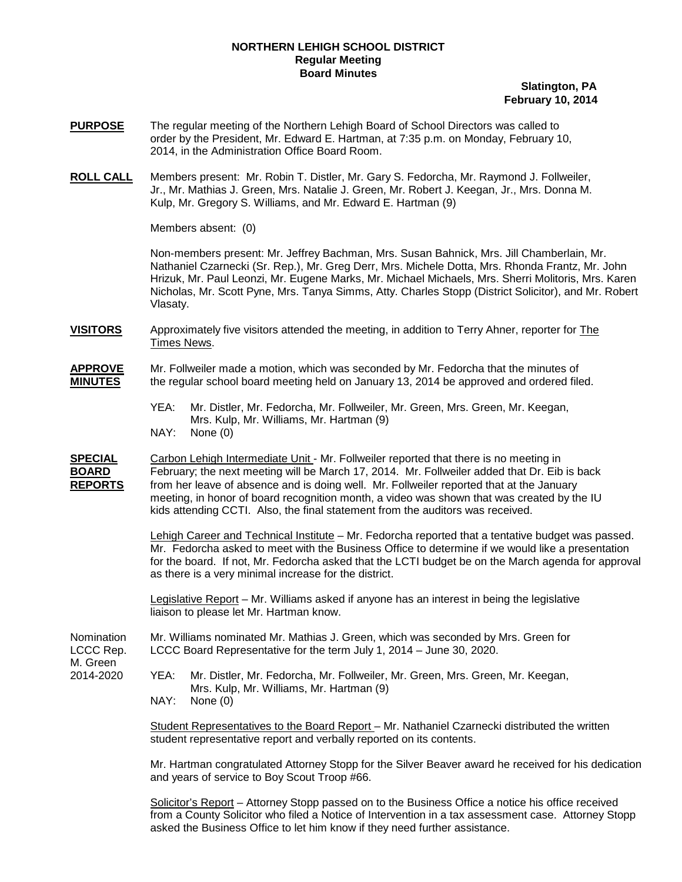**NORTHERN LEHIGH SCHOOL DISTRICT**
**Regular Meeting**
**Board Minutes**

**Slatington, PA**
**February 10, 2014**

**PURPOSE** The regular meeting of the Northern Lehigh Board of School Directors was called to order by the President, Mr. Edward E. Hartman, at 7:35 p.m. on Monday, February 10, 2014, in the Administration Office Board Room.

**ROLL CALL** Members present: Mr. Robin T. Distler, Mr. Gary S. Fedorcha, Mr. Raymond J. Follweiler, Jr., Mr. Mathias J. Green, Mrs. Natalie J. Green, Mr. Robert J. Keegan, Jr., Mrs. Donna M. Kulp, Mr. Gregory S. Williams, and Mr. Edward E. Hartman (9)

Members absent: (0)

Non-members present: Mr. Jeffrey Bachman, Mrs. Susan Bahnick, Mrs. Jill Chamberlain, Mr. Nathaniel Czarnecki (Sr. Rep.), Mr. Greg Derr, Mrs. Michele Dotta, Mrs. Rhonda Frantz, Mr. John Hrizuk, Mr. Paul Leonzi, Mr. Eugene Marks, Mr. Michael Michaels, Mrs. Sherri Molitoris, Mrs. Karen Nicholas, Mr. Scott Pyne, Mrs. Tanya Simms, Atty. Charles Stopp (District Solicitor), and Mr. Robert Vlasaty.

**VISITORS** Approximately five visitors attended the meeting, in addition to Terry Ahner, reporter for The Times News.

**APPROVE MINUTES** Mr. Follweiler made a motion, which was seconded by Mr. Fedorcha that the minutes of the regular school board meeting held on January 13, 2014 be approved and ordered filed.

YEA: Mr. Distler, Mr. Fedorcha, Mr. Follweiler, Mr. Green, Mrs. Green, Mr. Keegan, Mrs. Kulp, Mr. Williams, Mr. Hartman (9)
NAY: None (0)

**SPECIAL BOARD REPORTS** Carbon Lehigh Intermediate Unit - Mr. Follweiler reported that there is no meeting in February; the next meeting will be March 17, 2014. Mr. Follweiler added that Dr. Eib is back from her leave of absence and is doing well. Mr. Follweiler reported that at the January meeting, in honor of board recognition month, a video was shown that was created by the IU kids attending CCTI. Also, the final statement from the auditors was received.

Lehigh Career and Technical Institute – Mr. Fedorcha reported that a tentative budget was passed. Mr. Fedorcha asked to meet with the Business Office to determine if we would like a presentation for the board. If not, Mr. Fedorcha asked that the LCTI budget be on the March agenda for approval as there is a very minimal increase for the district.

Legislative Report – Mr. Williams asked if anyone has an interest in being the legislative liaison to please let Mr. Hartman know.

Nomination LCCC Rep. M. Green 2014-2020 — Mr. Williams nominated Mr. Mathias J. Green, which was seconded by Mrs. Green for LCCC Board Representative for the term July 1, 2014 – June 30, 2020.

YEA: Mr. Distler, Mr. Fedorcha, Mr. Follweiler, Mr. Green, Mrs. Green, Mr. Keegan, Mrs. Kulp, Mr. Williams, Mr. Hartman (9)
NAY: None (0)

Student Representatives to the Board Report – Mr. Nathaniel Czarnecki distributed the written student representative report and verbally reported on its contents.

Mr. Hartman congratulated Attorney Stopp for the Silver Beaver award he received for his dedication and years of service to Boy Scout Troop #66.

Solicitor's Report – Attorney Stopp passed on to the Business Office a notice his office received from a County Solicitor who filed a Notice of Intervention in a tax assessment case. Attorney Stopp asked the Business Office to let him know if they need further assistance.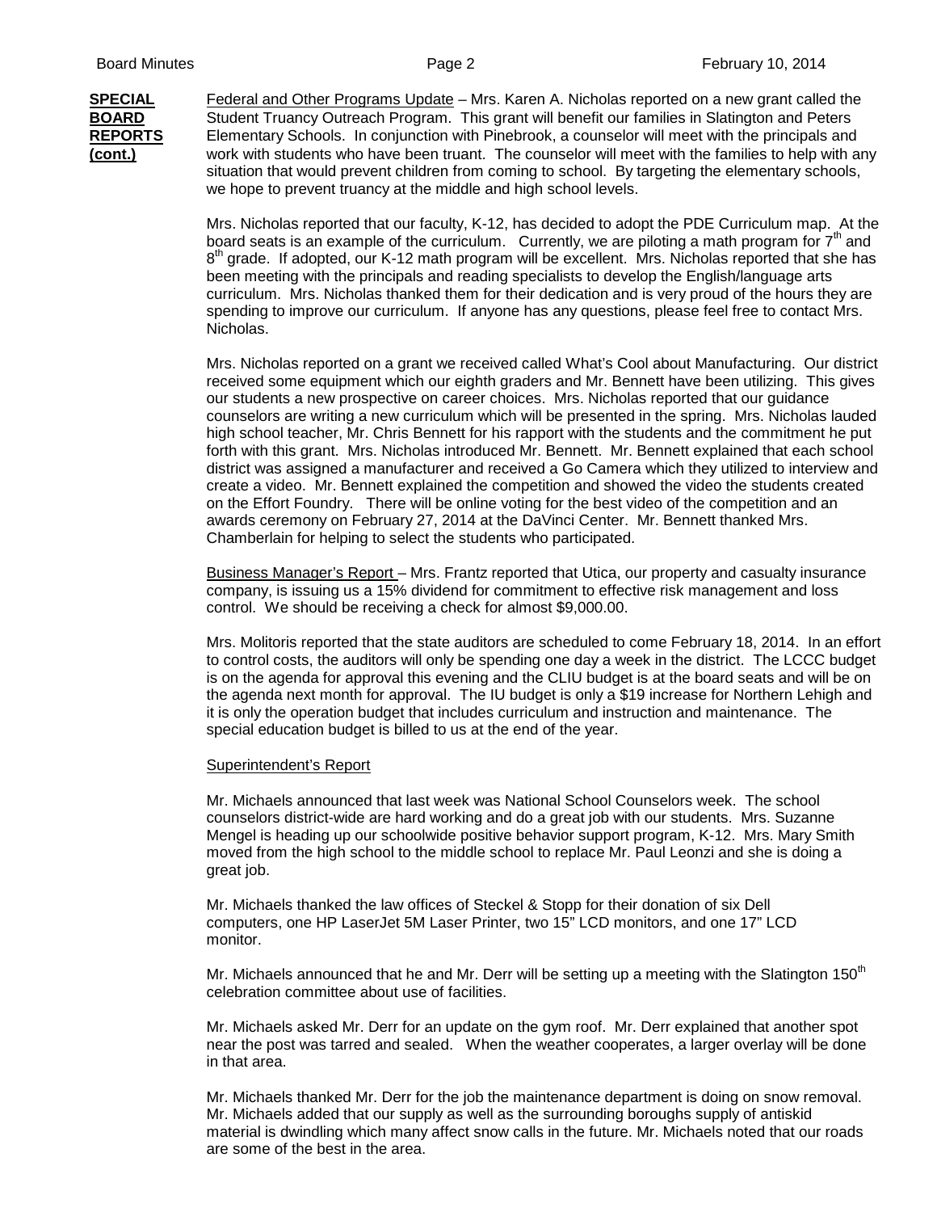**SPECIAL BOARD REPORTS (cont.)**

Federal and Other Programs Update – Mrs. Karen A. Nicholas reported on a new grant called the Student Truancy Outreach Program. This grant will benefit our families in Slatington and Peters Elementary Schools. In conjunction with Pinebrook, a counselor will meet with the principals and work with students who have been truant. The counselor will meet with the families to help with any situation that would prevent children from coming to school. By targeting the elementary schools, we hope to prevent truancy at the middle and high school levels.

Mrs. Nicholas reported that our faculty, K-12, has decided to adopt the PDE Curriculum map. At the board seats is an example of the curriculum. Currently, we are piloting a math program for 7th and 8th grade. If adopted, our K-12 math program will be excellent. Mrs. Nicholas reported that she has been meeting with the principals and reading specialists to develop the English/language arts curriculum. Mrs. Nicholas thanked them for their dedication and is very proud of the hours they are spending to improve our curriculum. If anyone has any questions, please feel free to contact Mrs. Nicholas.

Mrs. Nicholas reported on a grant we received called What's Cool about Manufacturing. Our district received some equipment which our eighth graders and Mr. Bennett have been utilizing. This gives our students a new prospective on career choices. Mrs. Nicholas reported that our guidance counselors are writing a new curriculum which will be presented in the spring. Mrs. Nicholas lauded high school teacher, Mr. Chris Bennett for his rapport with the students and the commitment he put forth with this grant. Mrs. Nicholas introduced Mr. Bennett. Mr. Bennett explained that each school district was assigned a manufacturer and received a Go Camera which they utilized to interview and create a video. Mr. Bennett explained the competition and showed the video the students created on the Effort Foundry. There will be online voting for the best video of the competition and an awards ceremony on February 27, 2014 at the DaVinci Center. Mr. Bennett thanked Mrs. Chamberlain for helping to select the students who participated.

Business Manager's Report – Mrs. Frantz reported that Utica, our property and casualty insurance company, is issuing us a 15% dividend for commitment to effective risk management and loss control. We should be receiving a check for almost $9,000.00.

Mrs. Molitoris reported that the state auditors are scheduled to come February 18, 2014. In an effort to control costs, the auditors will only be spending one day a week in the district. The LCCC budget is on the agenda for approval this evening and the CLIU budget is at the board seats and will be on the agenda next month for approval. The IU budget is only a $19 increase for Northern Lehigh and it is only the operation budget that includes curriculum and instruction and maintenance. The special education budget is billed to us at the end of the year.

Superintendent's Report

Mr. Michaels announced that last week was National School Counselors week. The school counselors district-wide are hard working and do a great job with our students. Mrs. Suzanne Mengel is heading up our schoolwide positive behavior support program, K-12. Mrs. Mary Smith moved from the high school to the middle school to replace Mr. Paul Leonzi and she is doing a great job.

Mr. Michaels thanked the law offices of Steckel & Stopp for their donation of six Dell computers, one HP LaserJet 5M Laser Printer, two 15" LCD monitors, and one 17" LCD monitor.

Mr. Michaels announced that he and Mr. Derr will be setting up a meeting with the Slatington 150th celebration committee about use of facilities.

Mr. Michaels asked Mr. Derr for an update on the gym roof. Mr. Derr explained that another spot near the post was tarred and sealed. When the weather cooperates, a larger overlay will be done in that area.

Mr. Michaels thanked Mr. Derr for the job the maintenance department is doing on snow removal. Mr. Michaels added that our supply as well as the surrounding boroughs supply of antiskid material is dwindling which many affect snow calls in the future. Mr. Michaels noted that our roads are some of the best in the area.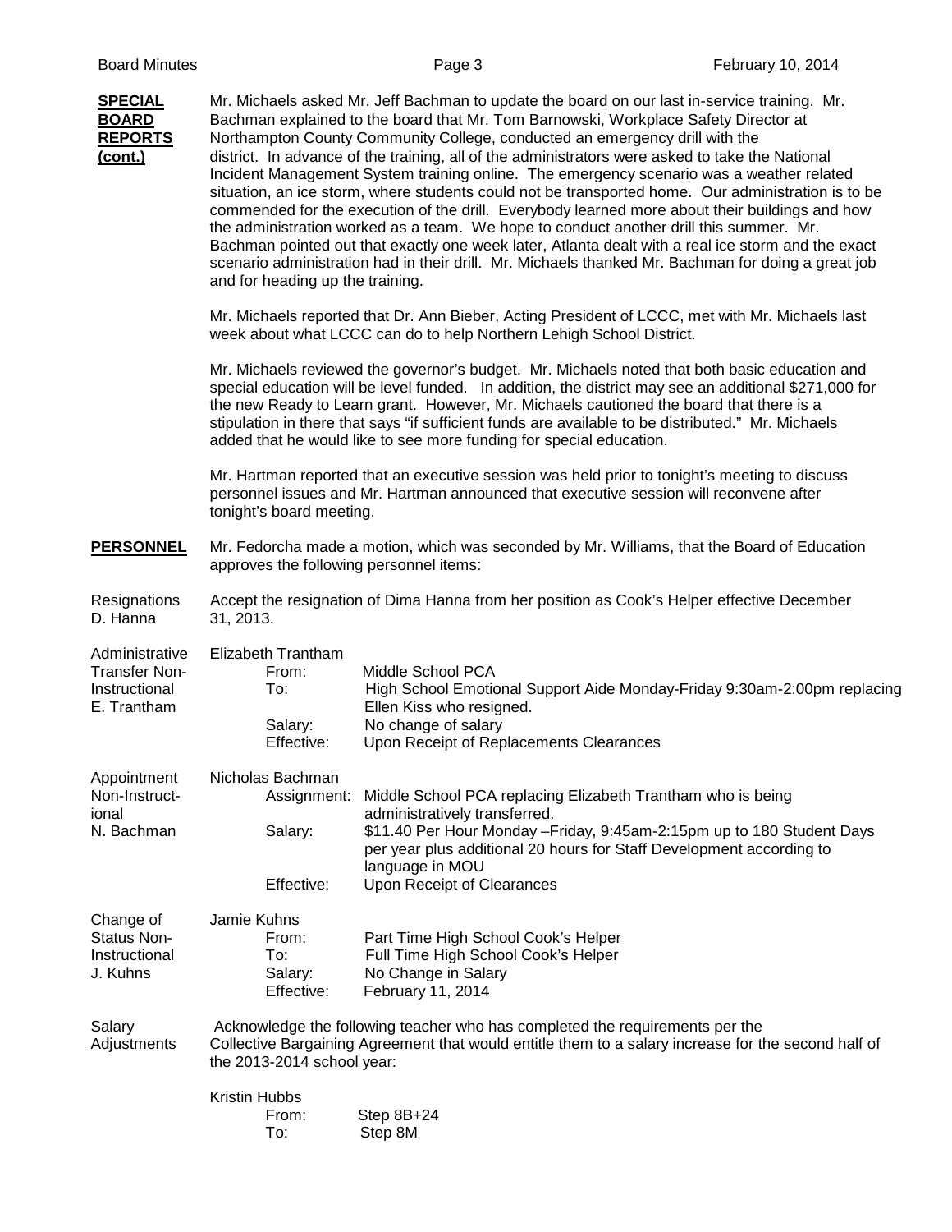**SPECIAL BOARD REPORTS (cont.)**

Mr. Michaels asked Mr. Jeff Bachman to update the board on our last in-service training. Mr. Bachman explained to the board that Mr. Tom Barnowski, Workplace Safety Director at Northampton County Community College, conducted an emergency drill with the district. In advance of the training, all of the administrators were asked to take the National Incident Management System training online. The emergency scenario was a weather related situation, an ice storm, where students could not be transported home. Our administration is to be commended for the execution of the drill. Everybody learned more about their buildings and how the administration worked as a team. We hope to conduct another drill this summer. Mr. Bachman pointed out that exactly one week later, Atlanta dealt with a real ice storm and the exact scenario administration had in their drill. Mr. Michaels thanked Mr. Bachman for doing a great job and for heading up the training.

Mr. Michaels reported that Dr. Ann Bieber, Acting President of LCCC, met with Mr. Michaels last week about what LCCC can do to help Northern Lehigh School District.

Mr. Michaels reviewed the governor's budget. Mr. Michaels noted that both basic education and special education will be level funded. In addition, the district may see an additional $271,000 for the new Ready to Learn grant. However, Mr. Michaels cautioned the board that there is a stipulation in there that says "if sufficient funds are available to be distributed." Mr. Michaels added that he would like to see more funding for special education.

Mr. Hartman reported that an executive session was held prior to tonight's meeting to discuss personnel issues and Mr. Hartman announced that executive session will reconvene after tonight's board meeting.

**PERSONNEL**

Mr. Fedorcha made a motion, which was seconded by Mr. Williams, that the Board of Education approves the following personnel items:

Resignations
D. Hanna

Accept the resignation of Dima Hanna from her position as Cook's Helper effective December 31, 2013.

Administrative Transfer Non-Instructional
E. Trantham

Elizabeth Trantham
- From: Middle School PCA
- To: High School Emotional Support Aide Monday-Friday 9:30am-2:00pm replacing Ellen Kiss who resigned.
- Salary: No change of salary
- Effective: Upon Receipt of Replacements Clearances

Appointment Non-Instructional
N. Bachman

Nicholas Bachman
- Assignment: Middle School PCA replacing Elizabeth Trantham who is being administratively transferred.
- Salary: $11.40 Per Hour Monday –Friday, 9:45am-2:15pm up to 180 Student Days per year plus additional 20 hours for Staff Development according to language in MOU
- Effective: Upon Receipt of Clearances

Change of Status Non-Instructional
J. Kuhns

Jamie Kuhns
- From: Part Time High School Cook's Helper
- To: Full Time High School Cook's Helper
- Salary: No Change in Salary
- Effective: February 11, 2014

Salary Adjustments

Acknowledge the following teacher who has completed the requirements per the Collective Bargaining Agreement that would entitle them to a salary increase for the second half of the 2013-2014 school year:

Kristin Hubbs
- From: Step 8B+24
- To: Step 8M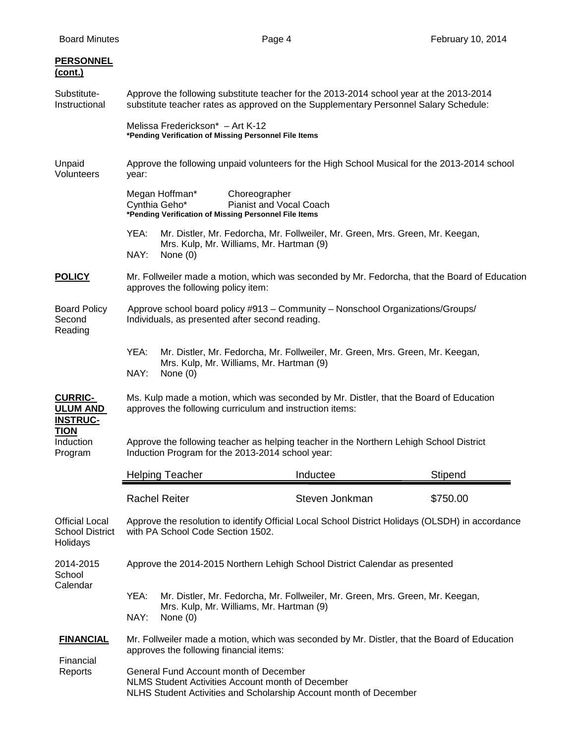**PERSONNEL (cont.)**

Substitute-Instructional

Approve the following substitute teacher for the 2013-2014 school year at the 2013-2014 substitute teacher rates as approved on the Supplementary Personnel Salary Schedule:

Melissa Frederickson* – Art K-12
***Pending Verification of Missing Personnel File Items**

Unpaid Volunteers

Approve the following unpaid volunteers for the High School Musical for the 2013-2014 school year:

Megan Hoffman* Choreographer
Cynthia Geho* Pianist and Vocal Coach
***Pending Verification of Missing Personnel File Items**

YEA: Mr. Distler, Mr. Fedorcha, Mr. Follweiler, Mr. Green, Mrs. Green, Mr. Keegan, Mrs. Kulp, Mr. Williams, Mr. Hartman (9)
NAY: None (0)

**POLICY**

Mr. Follweiler made a motion, which was seconded by Mr. Fedorcha, that the Board of Education approves the following policy item:

Board Policy Second Reading

Approve school board policy #913 – Community – Nonschool Organizations/Groups/ Individuals, as presented after second reading.

YEA: Mr. Distler, Mr. Fedorcha, Mr. Follweiler, Mr. Green, Mrs. Green, Mr. Keegan, Mrs. Kulp, Mr. Williams, Mr. Hartman (9)
NAY: None (0)

**CURRICULUM AND INSTRUCTION**

Ms. Kulp made a motion, which was seconded by Mr. Distler, that the Board of Education approves the following curriculum and instruction items:

Induction Program

Approve the following teacher as helping teacher in the Northern Lehigh School District Induction Program for the 2013-2014 school year:

| Helping Teacher | Inductee | Stipend |
|---|---|---|
| Rachel Reiter | Steven Jonkman | $750.00 |

Official Local School District Holidays

Approve the resolution to identify Official Local School District Holidays (OLSDH) in accordance with PA School Code Section 1502.

2014-2015 School Calendar

Approve the 2014-2015 Northern Lehigh School District Calendar as presented

YEA: Mr. Distler, Mr. Fedorcha, Mr. Follweiler, Mr. Green, Mrs. Green, Mr. Keegan, Mrs. Kulp, Mr. Williams, Mr. Hartman (9)
NAY: None (0)

**FINANCIAL**

Mr. Follweiler made a motion, which was seconded by Mr. Distler, that the Board of Education approves the following financial items:

Financial Reports

General Fund Account month of December
NLMS Student Activities Account month of December
NLHS Student Activities and Scholarship Account month of December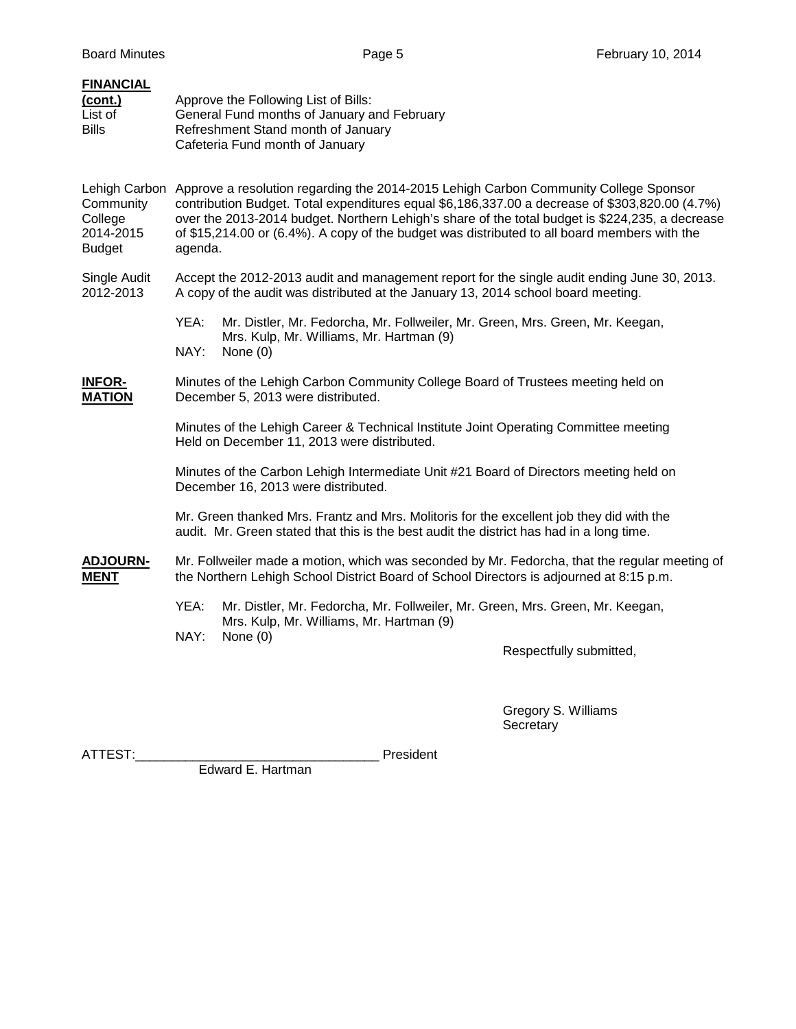**FINANCIAL (cont.)**

List of Bills — Approve the Following List of Bills:
General Fund months of January and February
Refreshment Stand month of January
Cafeteria Fund month of January

Lehigh Carbon Community College 2014-2015 Budget — Approve a resolution regarding the 2014-2015 Lehigh Carbon Community College Sponsor contribution Budget. Total expenditures equal $6,186,337.00 a decrease of $303,820.00 (4.7%) over the 2013-2014 budget. Northern Lehigh's share of the total budget is $224,235, a decrease of $15,214.00 or (6.4%). A copy of the budget was distributed to all board members with the agenda.

Single Audit 2012-2013 — Accept the 2012-2013 audit and management report for the single audit ending June 30, 2013. A copy of the audit was distributed at the January 13, 2014 school board meeting.

YEA: Mr. Distler, Mr. Fedorcha, Mr. Follweiler, Mr. Green, Mrs. Green, Mr. Keegan, Mrs. Kulp, Mr. Williams, Mr. Hartman (9)
NAY: None (0)

**INFORMATION**

Minutes of the Lehigh Carbon Community College Board of Trustees meeting held on December 5, 2013 were distributed.

Minutes of the Lehigh Career & Technical Institute Joint Operating Committee meeting Held on December 11, 2013 were distributed.

Minutes of the Carbon Lehigh Intermediate Unit #21 Board of Directors meeting held on December 16, 2013 were distributed.

Mr. Green thanked Mrs. Frantz and Mrs. Molitoris for the excellent job they did with the audit. Mr. Green stated that this is the best audit the district has had in a long time.

**ADJOURNMENT**

Mr. Follweiler made a motion, which was seconded by Mr. Fedorcha, that the regular meeting of the Northern Lehigh School District Board of School Directors is adjourned at 8:15 p.m.

YEA: Mr. Distler, Mr. Fedorcha, Mr. Follweiler, Mr. Green, Mrs. Green, Mr. Keegan, Mrs. Kulp, Mr. Williams, Mr. Hartman (9)
NAY: None (0)

Respectfully submitted,

Gregory S. Williams
Secretary

ATTEST:_________________________________ President
Edward E. Hartman